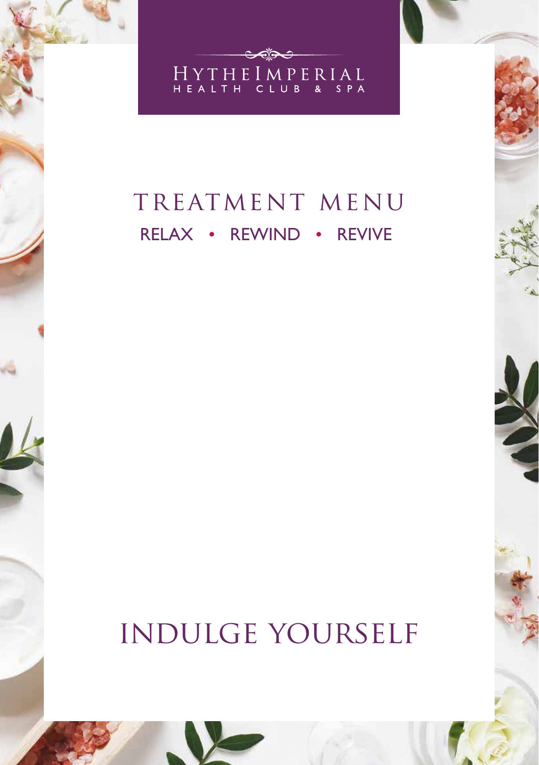HYTHE IMPERIAL
HEALTH CLUB & SPA

# TREATMENT MENU

RELAX • REWIND • REVIVE

# INDULGE YOURSELF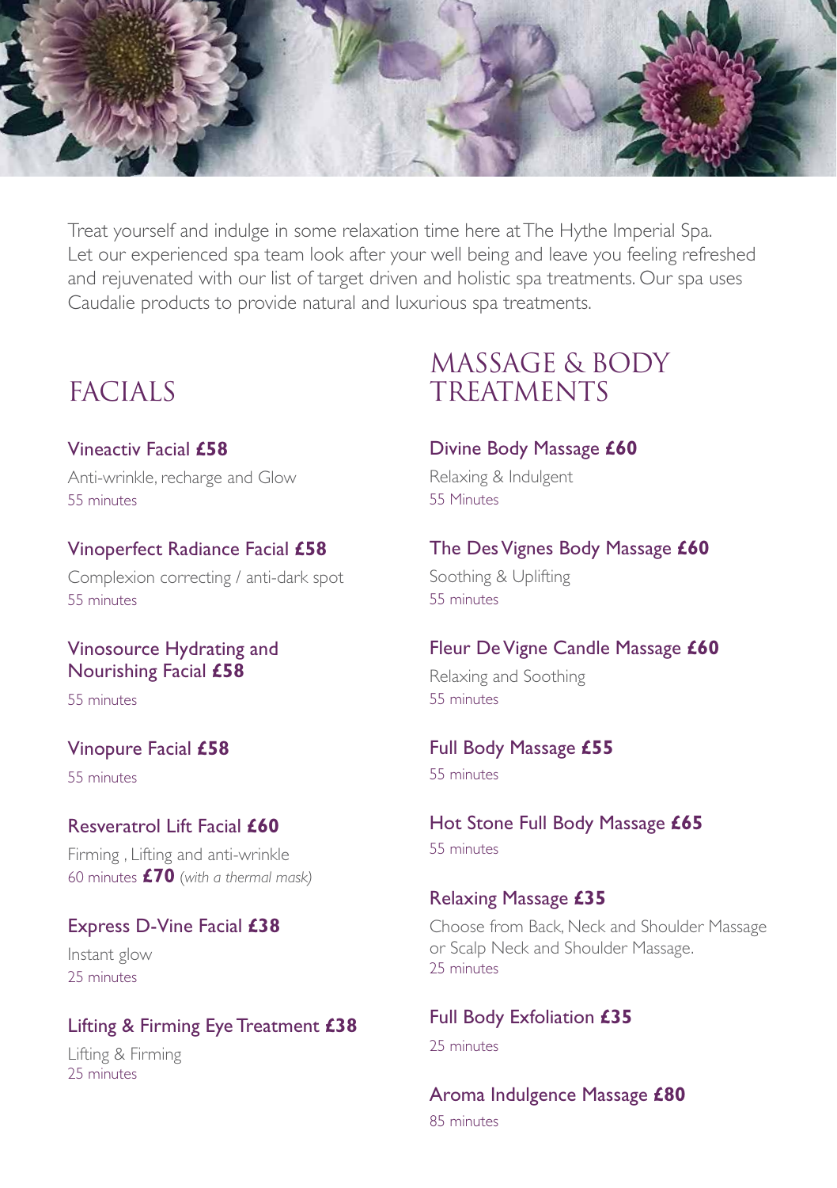Treat yourself and indulge in some relaxation time here at The Hythe Imperial Spa. Let our experienced spa team look after your well being and leave you feeling refreshed and rejuvenated with our list of target driven and holistic spa treatments. Our spa uses Caudalie products to provide natural and luxurious spa treatments.

## FACIALS

### Vineactiv Facial **£58**

Anti-wrinkle, recharge and Glow
55 minutes

### Vinoperfect Radiance Facial **£58**

Complexion correcting / anti-dark spot
55 minutes

### Vinosource Hydrating and Nourishing Facial **£58**

55 minutes

### Vinopure Facial **£58**

55 minutes

### Resveratrol Lift Facial **£60**

Firming , Lifting and anti-wrinkle
60 minutes **£70** *(with a thermal mask)*

### Express D-Vine Facial **£38**

Instant glow
25 minutes

### Lifting & Firming Eye Treatment **£38**

Lifting & Firming
25 minutes

## MASSAGE & BODY TREATMENTS

### Divine Body Massage **£60**

Relaxing & Indulgent
55 Minutes

### The Des Vignes Body Massage **£60**

Soothing & Uplifting
55 minutes

### Fleur De Vigne Candle Massage **£60**

Relaxing and Soothing
55 minutes

### Full Body Massage **£55**

55 minutes

### Hot Stone Full Body Massage **£65**

55 minutes

### Relaxing Massage **£35**

Choose from Back, Neck and Shoulder Massage or Scalp Neck and Shoulder Massage.
25 minutes

### Full Body Exfoliation **£35**

25 minutes

### Aroma Indulgence Massage **£80**

85 minutes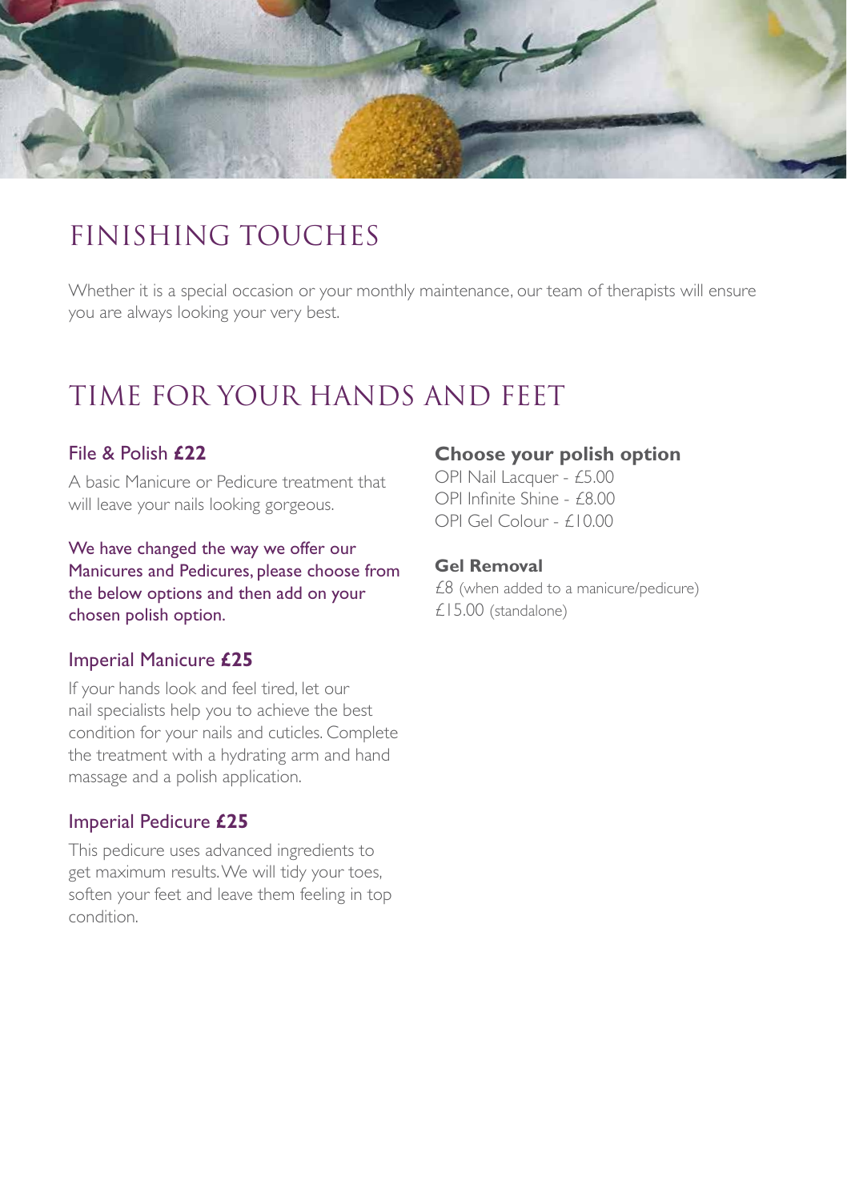# FINISHING TOUCHES

Whether it is a special occasion or your monthly maintenance, our team of therapists will ensure you are always looking your very best.

# TIME FOR YOUR HANDS AND FEET

### File & Polish **£22**

A basic Manicure or Pedicure treatment that will leave your nails looking gorgeous.

We have changed the way we offer our Manicures and Pedicures, please choose from the below options and then add on your chosen polish option.

### Imperial Manicure **£25**

If your hands look and feel tired, let our nail specialists help you to achieve the best condition for your nails and cuticles. Complete the treatment with a hydrating arm and hand massage and a polish application.

### Imperial Pedicure **£25**

This pedicure uses advanced ingredients to get maximum results. We will tidy your toes, soften your feet and leave them feeling in top condition.

### **Choose your polish option**

OPI Nail Lacquer - £5.00
OPI Infinite Shine - £8.00
OPI Gel Colour - £10.00

### **Gel Removal**

£8 (when added to a manicure/pedicure)
£15.00 (standalone)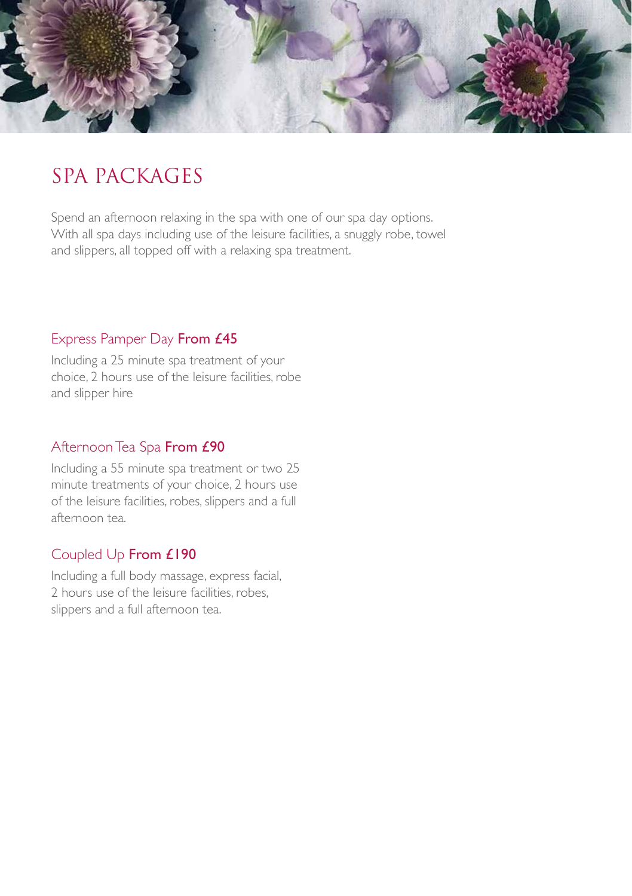# SPA PACKAGES

Spend an afternoon relaxing in the spa with one of our spa day options. With all spa days including use of the leisure facilities, a snuggly robe, towel and slippers, all topped off with a relaxing spa treatment.

## Express Pamper Day **From £45**

Including a 25 minute spa treatment of your choice, 2 hours use of the leisure facilities, robe and slipper hire

## Afternoon Tea Spa **From £90**

Including a 55 minute spa treatment or two 25 minute treatments of your choice, 2 hours use of the leisure facilities, robes, slippers and a full afternoon tea.

## Coupled Up **From £190**

Including a full body massage, express facial, 2 hours use of the leisure facilities, robes, slippers and a full afternoon tea.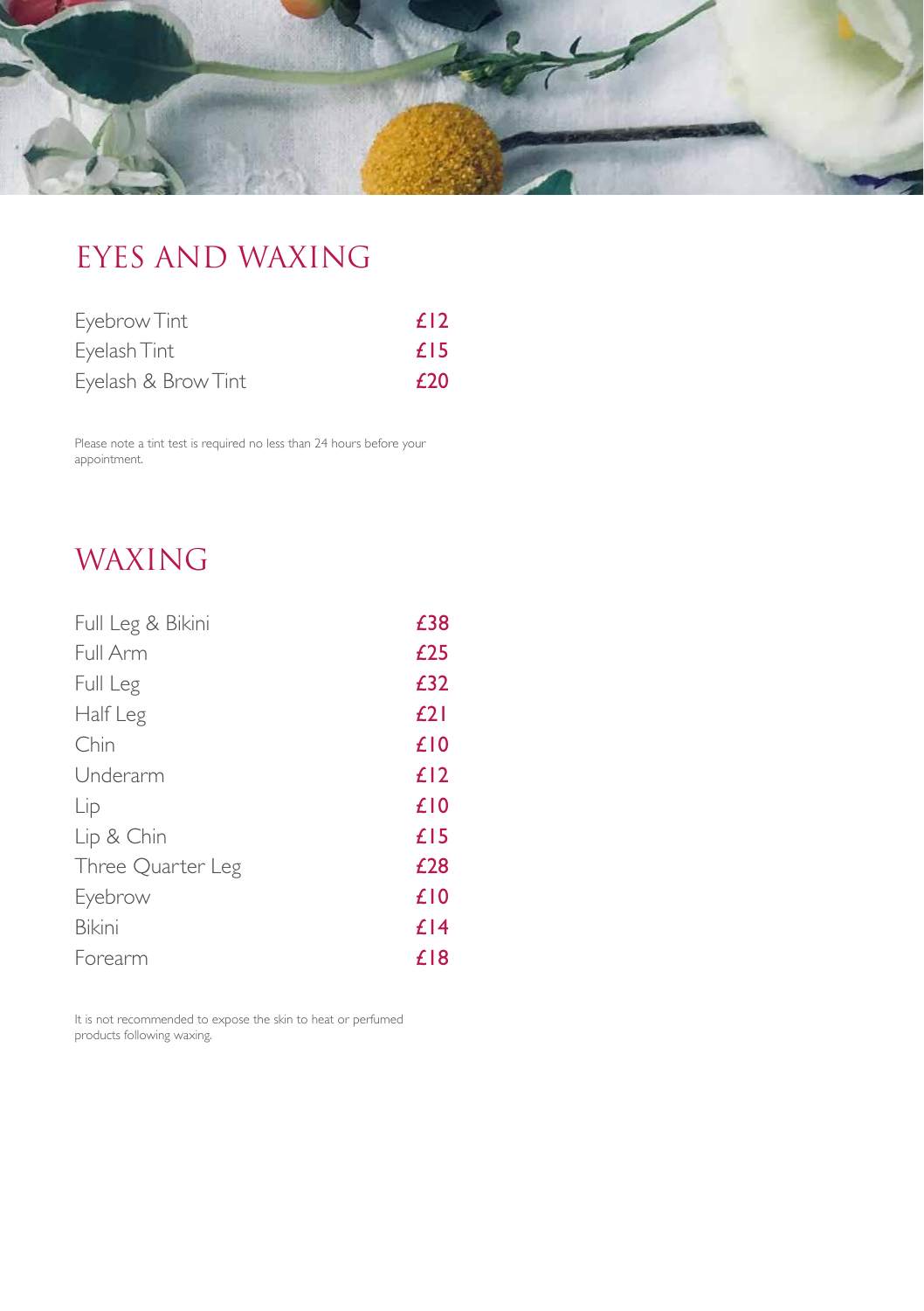## EYES AND WAXING

| Service | Price |
| --- | --- |
| Eyebrow Tint | £12 |
| Eyelash Tint | £15 |
| Eyelash & Brow Tint | £20 |

Please note a tint test is required no less than 24 hours before your appointment.

## WAXING

| Service | Price |
| --- | --- |
| Full Leg & Bikini | £38 |
| Full Arm | £25 |
| Full Leg | £32 |
| Half Leg | £21 |
| Chin | £10 |
| Underarm | £12 |
| Lip | £10 |
| Lip & Chin | £15 |
| Three Quarter Leg | £28 |
| Eyebrow | £10 |
| Bikini | £14 |
| Forearm | £18 |

It is not recommended to expose the skin to heat or perfumed products following waxing.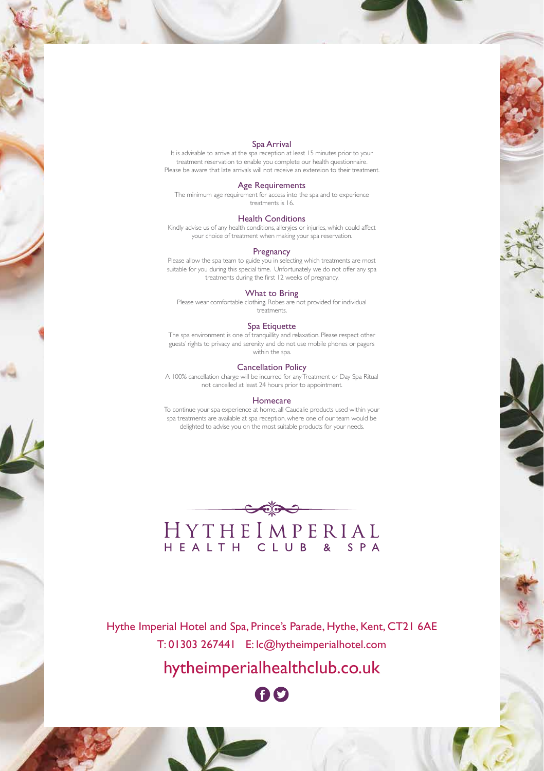## Spa Arrival

It is advisable to arrive at the spa reception at least 15 minutes prior to your treatment reservation to enable you complete our health questionnaire. Please be aware that late arrivals will not receive an extension to their treatment.

## Age Requirements

The minimum age requirement for access into the spa and to experience treatments is 16.

## Health Conditions

Kindly advise us of any health conditions, allergies or injuries, which could affect your choice of treatment when making your spa reservation.

## Pregnancy

Please allow the spa team to guide you in selecting which treatments are most suitable for you during this special time. Unfortunately we do not offer any spa treatments during the first 12 weeks of pregnancy.

## What to Bring

Please wear comfortable clothing. Robes are not provided for individual treatments.

## Spa Etiquette

The spa environment is one of tranquillity and relaxation. Please respect other guests' rights to privacy and serenity and do not use mobile phones or pagers within the spa.

## Cancellation Policy

A 100% cancellation charge will be incurred for any Treatment or Day Spa Ritual not cancelled at least 24 hours prior to appointment.

## Homecare

To continue your spa experience at home, all Caudalie products used within your spa treatments are available at spa reception, where one of our team would be delighted to advise you on the most suitable products for your needs.

HYTHE IMPERIAL
HEALTH CLUB & SPA

Hythe Imperial Hotel and Spa, Prince's Parade, Hythe, Kent, CT21 6AE
T: 01303 267441 E: lc@hytheimperialhotel.com

hytheimperialhealthclub.co.uk